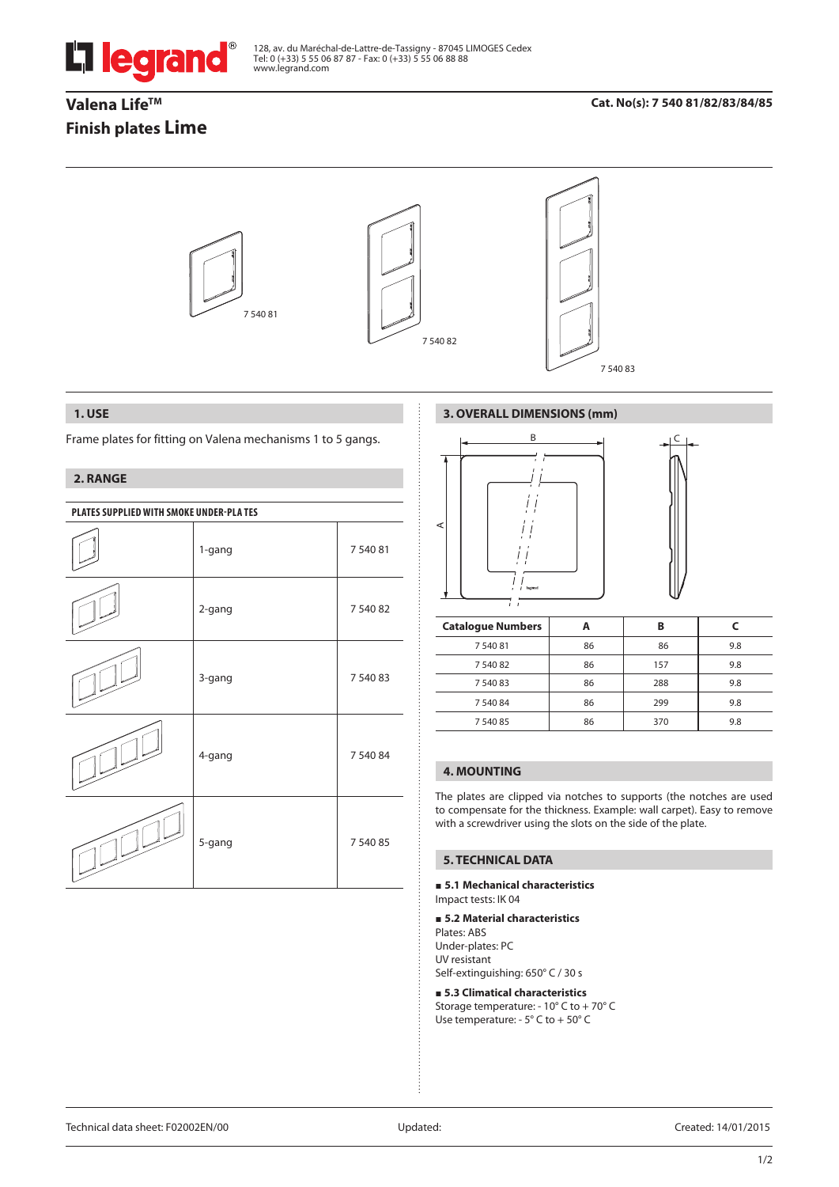128, av. du Maréchal-de-Lattre-de-Tassigny - 87045 LIMOGES Cedex
Tel: 0 (+33) 5 55 06 87 87 - Fax: 0 (+33) 5 55 06 88 88
www.legrand.com

# Valena Life™
# Finish plates Lime

**Cat. No(s): 7 540 81/82/83/84/85**

7 540 81

7 540 82

7 540 83

## 1. USE

Frame plates for fitting on Valena mechanisms 1 to 5 gangs.

## 2. RANGE

| PLATES SUPPLIED WITH SMOKE UNDER-PLATES | | |
|---|---|---|
| | 1-gang | 7 540 81 |
| | 2-gang | 7 540 82 |
| | 3-gang | 7 540 83 |
| | 4-gang | 7 540 84 |
| | 5-gang | 7 540 85 |

## 3. OVERALL DIMENSIONS (mm)

| Catalogue Numbers | A | B | C |
|---|---|---|---|
| 7 540 81 | 86 | 86 | 9.8 |
| 7 540 82 | 86 | 157 | 9.8 |
| 7 540 83 | 86 | 288 | 9.8 |
| 7 540 84 | 86 | 299 | 9.8 |
| 7 540 85 | 86 | 370 | 9.8 |

## 4. MOUNTING

The plates are clipped via notches to supports (the notches are used to compensate for the thickness. Example: wall carpet). Easy to remove with a screwdriver using the slots on the side of the plate.

## 5. TECHNICAL DATA

**5.1 Mechanical characteristics**

Impact tests: IK 04

**5.2 Material characteristics**

Plates: ABS
Under-plates: PC
UV resistant
Self-extinguishing: 650° C / 30 s

**5.3 Climatical characteristics**

Storage temperature: - 10° C to + 70° C
Use temperature: - 5° C to + 50° C

Technical data sheet: F02002EN/00 | Updated: | Created: 14/01/2015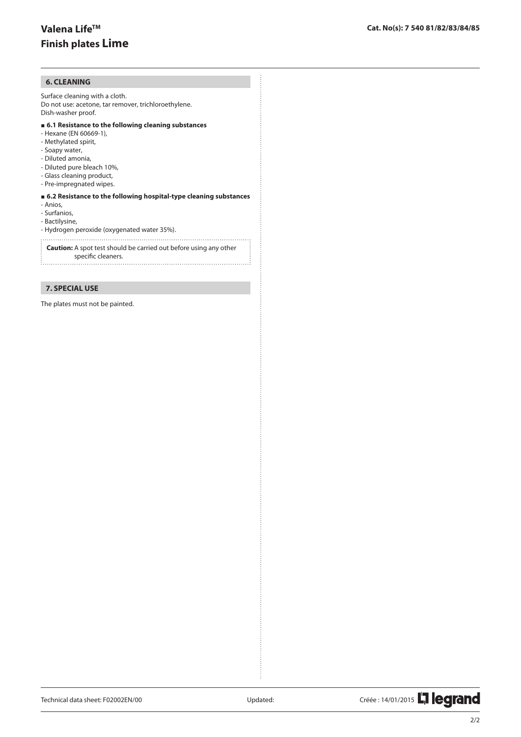## 6. CLEANING

Surface cleaning with a cloth.
Do not use: acetone, tar remover, trichloroethylene.
Dish-washer proof.

### ■ 6.1 Resistance to the following cleaning substances

- Hexane (EN 60669-1),
- Methylated spirit,
- Soapy water,
- Diluted amonia,
- Diluted pure bleach 10%,
- Glass cleaning product,
- Pre-impregnated wipes.

### ■ 6.2 Resistance to the following hospital-type cleaning substances

- Anios,
- Surfanios,
- Bactilysine,
- Hydrogen peroxide (oxygenated water 35%).

**Caution:** A spot test should be carried out before using any other specific cleaners.

## 7. SPECIAL USE

The plates must not be painted.